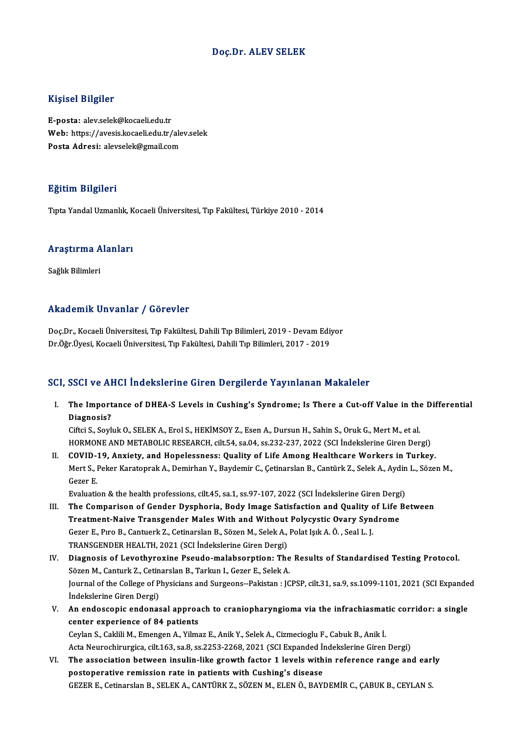# Doç.Dr. ALEV SELEK

## Kişisel Bilgiler

**E-posta:** alev.selek@kocaeli.edu.tr
**Web:** https://avesis.kocaeli.edu.tr/alev.selek
**Posta Adresi:** alevselek@gmail.com

## Eğitim Bilgileri

Tıpta Yandal Uzmanlık, Kocaeli Üniversitesi, Tıp Fakültesi, Türkiye 2010 - 2014

## Araştırma Alanları

Sağlık Bilimleri

## Akademik Unvanlar / Görevler

Doç.Dr., Kocaeli Üniversitesi, Tıp Fakültesi, Dahili Tıp Bilimleri, 2019 - Devam Ediyor
Dr.Öğr.Üyesi, Kocaeli Üniversitesi, Tıp Fakültesi, Dahili Tıp Bilimleri, 2017 - 2019

## SCI, SSCI ve AHCI İndekslerine Giren Dergilerde Yayınlanan Makaleler

I. **The Importance of DHEA-S Levels in Cushing's Syndrome; Is There a Cut-off Value in the Differential Diagnosis?**
Ciftci S., Soyluk O., SELEK A., Erol S., HEKİMSOY Z., Esen A., Dursun H., Sahin S., Oruk G., Mert M., et al.
HORMONE AND METABOLIC RESEARCH, cilt.54, sa.04, ss.232-237, 2022 (SCI İndekslerine Giren Dergi)

II. **COVID-19, Anxiety, and Hopelessness: Quality of Life Among Healthcare Workers in Turkey.**
Mert S., Peker Karatoprak A., Demirhan Y., Baydemir C., Çetinarslan B., Cantürk Z., Selek A., Aydin L., Sözen M., Gezer E.
Evaluation & the health professions, cilt.45, sa.1, ss.97-107, 2022 (SCI İndekslerine Giren Dergi)

III. **The Comparison of Gender Dysphoria, Body Image Satisfaction and Quality of Life Between Treatment-Naive Transgender Males With and Without Polycystic Ovary Syndrome**
Gezer E., Pıro B., Cantuerk Z., Cetinarslan B., Sözen M., Selek A., Polat Işık A. Ö. , Seal L. J.
TRANSGENDER HEALTH, 2021 (SCI İndekslerine Giren Dergi)

IV. **Diagnosis of Levothyroxine Pseudo-malabsorption: The Results of Standardised Testing Protocol.**
Sözen M., Canturk Z., Cetinarslan B., Tarkun I., Gezer E., Selek A.
Journal of the College of Physicians and Surgeons--Pakistan : JCPSP, cilt.31, sa.9, ss.1099-1101, 2021 (SCI Expanded İndekslerine Giren Dergi)

V. **An endoscopic endonasal approach to craniopharyngioma via the infrachiasmatic corridor: a single center experience of 84 patients**
Ceylan S., Caklili M., Emengen A., Yilmaz E., Anik Y., Selek A., Cizmecioglu F., Cabuk B., Anik İ.
Acta Neurochirurgica, cilt.163, sa.8, ss.2253-2268, 2021 (SCI Expanded İndekslerine Giren Dergi)

VI. **The association between insulin-like growth factor 1 levels within reference range and early postoperative remission rate in patients with Cushing's disease**
GEZER E., Cetinarslan B., SELEK A., CANTÜRK Z., SÖZEN M., ELEN Ö., BAYDEMİR C., ÇABUK B., CEYLAN S.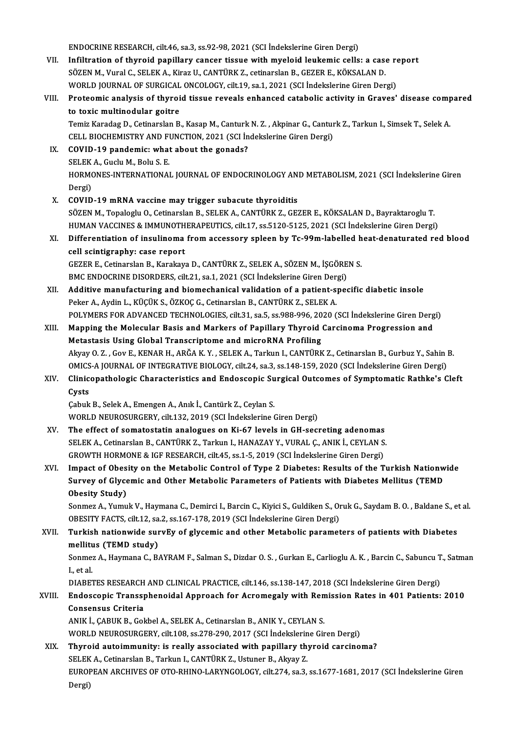ENDOCRINE RESEARCH, cilt.46, sa.3, ss.92-98, 2021 (SCI İndekslerine Giren Dergi)

VII. **Infiltration of thyroid papillary cancer tissue with myeloid leukemic cells: a case report**
SÖZEN M., Vural C., SELEK A., Kiraz U., CANTÜRK Z., cetinarslan B., GEZER E., KÖKSALAN D.
WORLD JOURNAL OF SURGICAL ONCOLOGY, cilt.19, sa.1, 2021 (SCI İndekslerine Giren Dergi)

VIII. **Proteomic analysis of thyroid tissue reveals enhanced catabolic activity in Graves' disease compared to toxic multinodular goitre**
Temiz Karadag D., Cetinarslan B., Kasap M., Canturk N. Z. , Akpinar G., Canturk Z., Tarkun I., Simsek T., Selek A.
CELL BIOCHEMISTRY AND FUNCTION, 2021 (SCI İndekslerine Giren Dergi)

IX. **COVID-19 pandemic: what about the gonads?**
SELEK A., Guclu M., Bolu S. E.
HORMONES-INTERNATIONAL JOURNAL OF ENDOCRINOLOGY AND METABOLISM, 2021 (SCI İndekslerine Giren Dergi)

X. **COVID-19 mRNA vaccine may trigger subacute thyroiditis**
SÖZEN M., Topaloglu O., Cetinarslan B., SELEK A., CANTÜRK Z., GEZER E., KÖKSALAN D., Bayraktaroglu T.
HUMAN VACCINES & IMMUNOTHERAPEUTICS, cilt.17, ss.5120-5125, 2021 (SCI İndekslerine Giren Dergi)

XI. **Differentiation of insulinoma from accessory spleen by Tc-99m-labelled heat-denaturated red blood cell scintigraphy: case report**
GEZER E., Cetinarslan B., Karakaya D., CANTÜRK Z., SELEK A., SÖZEN M., İŞGÖREN S.
BMC ENDOCRINE DISORDERS, cilt.21, sa.1, 2021 (SCI İndekslerine Giren Dergi)

XII. **Additive manufacturing and biomechanical validation of a patient-specific diabetic insole**
Peker A., Aydin L., KÜÇÜK S., ÖZKOÇ G., Cetinarslan B., CANTÜRK Z., SELEK A.
POLYMERS FOR ADVANCED TECHNOLOGIES, cilt.31, sa.5, ss.988-996, 2020 (SCI İndekslerine Giren Dergi)

XIII. **Mapping the Molecular Basis and Markers of Papillary Thyroid Carcinoma Progression and Metastasis Using Global Transcriptome and microRNA Profiling**
Akyay O. Z. , Gov E., KENAR H., ARĞA K. Y. , SELEK A., Tarkun I., CANTÜRK Z., Cetinarslan B., Gurbuz Y., Sahin B.
OMICS-A JOURNAL OF INTEGRATIVE BIOLOGY, cilt.24, sa.3, ss.148-159, 2020 (SCI İndekslerine Giren Dergi)

XIV. **Clinicopathologic Characteristics and Endoscopic Surgical Outcomes of Symptomatic Rathke's Cleft Cysts**
Çabuk B., Selek A., Emengen A., Anık İ., Cantürk Z., Ceylan S.
WORLD NEUROSURGERY, cilt.132, 2019 (SCI İndekslerine Giren Dergi)

XV. **The effect of somatostatin analogues on Ki-67 levels in GH-secreting adenomas**
SELEK A., Cetinarslan B., CANTÜRK Z., Tarkun I., HANAZAY Y., VURAL Ç., ANIK İ., CEYLAN S.
GROWTH HORMONE & IGF RESEARCH, cilt.45, ss.1-5, 2019 (SCI İndekslerine Giren Dergi)

XVI. **Impact of Obesity on the Metabolic Control of Type 2 Diabetes: Results of the Turkish Nationwide Survey of Glycemic and Other Metabolic Parameters of Patients with Diabetes Mellitus (TEMD Obesity Study)**
Sonmez A., Yumuk V., Haymana C., Demirci I., Barcin C., Kiyici S., Guldiken S., Oruk G., Saydam B. O. , Baldane S., et al.
OBESITY FACTS, cilt.12, sa.2, ss.167-178, 2019 (SCI İndekslerine Giren Dergi)

XVII. **Turkish nationwide survEy of glycemic and other Metabolic parameters of patients with Diabetes mellitus (TEMD study)**
Sonmez A., Haymana C., BAYRAM F., Salman S., Dizdar O. S. , Gurkan E., Carlioglu A. K. , Barcin C., Sabuncu T., Satman I., et al.
DIABETES RESEARCH AND CLINICAL PRACTICE, cilt.146, ss.138-147, 2018 (SCI İndekslerine Giren Dergi)

XVIII. **Endoscopic Transsphenoidal Approach for Acromegaly with Remission Rates in 401 Patients: 2010 Consensus Criteria**
ANIK İ., ÇABUK B., Gokbel A., SELEK A., Cetinarslan B., ANIK Y., CEYLAN S.
WORLD NEUROSURGERY, cilt.108, ss.278-290, 2017 (SCI İndekslerine Giren Dergi)

XIX. **Thyroid autoimmunity: is really associated with papillary thyroid carcinoma?**
SELEK A., Cetinarslan B., Tarkun I., CANTÜRK Z., Ustuner B., Akyay Z.
EUROPEAN ARCHIVES OF OTO-RHINO-LARYNGOLOGY, cilt.274, sa.3, ss.1677-1681, 2017 (SCI İndekslerine Giren Dergi)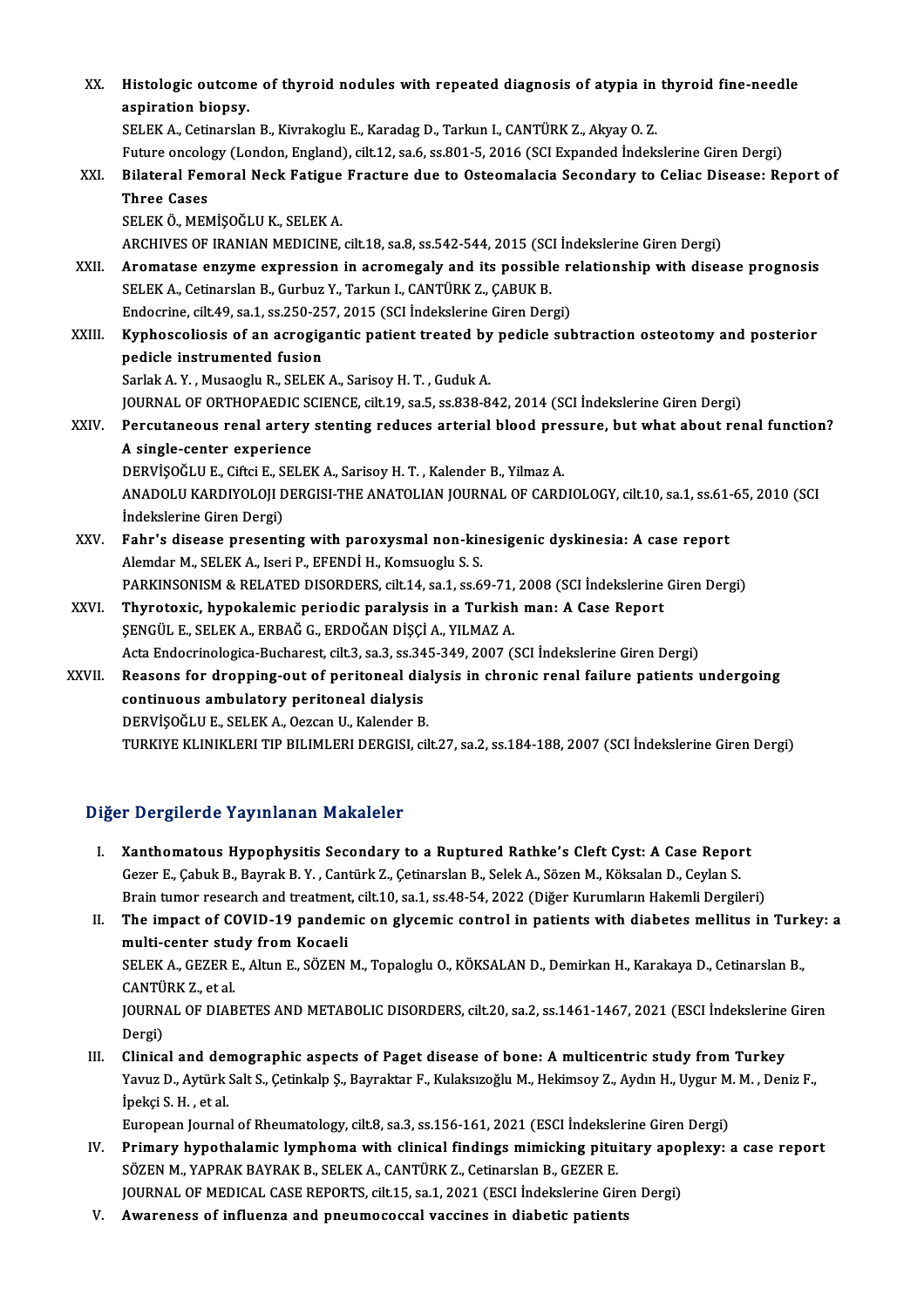XX. **Histologic outcome of thyroid nodules with repeated diagnosis of atypia in thyroid fine-needle aspiration biopsy.**
SELEK A., Cetinarslan B., Kivrakoglu E., Karadag D., Tarkun I., CANTÜRK Z., Akyay O. Z.
Future oncology (London, England), cilt.12, sa.6, ss.801-5, 2016 (SCI Expanded İndekslerine Giren Dergi)

XXI. **Bilateral Femoral Neck Fatigue Fracture due to Osteomalacia Secondary to Celiac Disease: Report of Three Cases**
SELEK Ö., MEMİŞOĞLU K., SELEK A.
ARCHIVES OF IRANIAN MEDICINE, cilt.18, sa.8, ss.542-544, 2015 (SCI İndekslerine Giren Dergi)

XXII. **Aromatase enzyme expression in acromegaly and its possible relationship with disease prognosis**
SELEK A., Cetinarslan B., Gurbuz Y., Tarkun I., CANTÜRK Z., ÇABUK B.
Endocrine, cilt.49, sa.1, ss.250-257, 2015 (SCI İndekslerine Giren Dergi)

XXIII. **Kyphoscoliosis of an acrogigantic patient treated by pedicle subtraction osteotomy and posterior pedicle instrumented fusion**
Sarlak A. Y. , Musaoglu R., SELEK A., Sarisoy H. T. , Guduk A.
JOURNAL OF ORTHOPAEDIC SCIENCE, cilt.19, sa.5, ss.838-842, 2014 (SCI İndekslerine Giren Dergi)

XXIV. **Percutaneous renal artery stenting reduces arterial blood pressure, but what about renal function? A single-center experience**
DERVİŞOĞLU E., Ciftci E., SELEK A., Sarisoy H. T. , Kalender B., Yilmaz A.
ANADOLU KARDIYOLOJI DERGISI-THE ANATOLIAN JOURNAL OF CARDIOLOGY, cilt.10, sa.1, ss.61-65, 2010 (SCI İndekslerine Giren Dergi)

XXV. **Fahr's disease presenting with paroxysmal non-kinesigenic dyskinesia: A case report**
Alemdar M., SELEK A., Iseri P., EFENDİ H., Komsuoglu S. S.
PARKINSONISM & RELATED DISORDERS, cilt.14, sa.1, ss.69-71, 2008 (SCI İndekslerine Giren Dergi)

XXVI. **Thyrotoxic, hypokalemic periodic paralysis in a Turkish man: A Case Report**
ŞENGÜL E., SELEK A., ERBAĞ G., ERDOĞAN DİŞÇİ A., YILMAZ A.
Acta Endocrinologica-Bucharest, cilt.3, sa.3, ss.345-349, 2007 (SCI İndekslerine Giren Dergi)

XXVII. **Reasons for dropping-out of peritoneal dialysis in chronic renal failure patients undergoing continuous ambulatory peritoneal dialysis**
DERVİŞOĞLU E., SELEK A., Oezcan U., Kalender B.
TURKIYE KLINIKLERI TIP BILIMLERI DERGISI, cilt.27, sa.2, ss.184-188, 2007 (SCI İndekslerine Giren Dergi)

## Diğer Dergilerde Yayınlanan Makaleler

I. **Xanthomatous Hypophysitis Secondary to a Ruptured Rathke's Cleft Cyst: A Case Report**
Gezer E., Çabuk B., Bayrak B. Y. , Cantürk Z., Çetinarslan B., Selek A., Sözen M., Köksalan D., Ceylan S.
Brain tumor research and treatment, cilt.10, sa.1, ss.48-54, 2022 (Diğer Kurumların Hakemli Dergileri)

II. **The impact of COVID-19 pandemic on glycemic control in patients with diabetes mellitus in Turkey: a multi-center study from Kocaeli**
SELEK A., GEZER E., Altun E., SÖZEN M., Topaloglu O., KÖKSALAN D., Demirkan H., Karakaya D., Cetinarslan B., CANTÜRK Z., et al.
JOURNAL OF DIABETES AND METABOLIC DISORDERS, cilt.20, sa.2, ss.1461-1467, 2021 (ESCI İndekslerine Giren Dergi)

III. **Clinical and demographic aspects of Paget disease of bone: A multicentric study from Turkey**
Yavuz D., Aytürk Salt S., Çetinkalp Ş., Bayraktar F., Kulaksızoğlu M., Hekimsoy Z., Aydın H., Uygur M. M. , Deniz F., İpekçi S. H. , et al.
European Journal of Rheumatology, cilt.8, sa.3, ss.156-161, 2021 (ESCI İndekslerine Giren Dergi)

IV. **Primary hypothalamic lymphoma with clinical findings mimicking pituitary apoplexy: a case report**
SÖZEN M., YAPRAK BAYRAK B., SELEK A., CANTÜRK Z., Cetinarslan B., GEZER E.
JOURNAL OF MEDICAL CASE REPORTS, cilt.15, sa.1, 2021 (ESCI İndekslerine Giren Dergi)

V. **Awareness of influenza and pneumococcal vaccines in diabetic patients**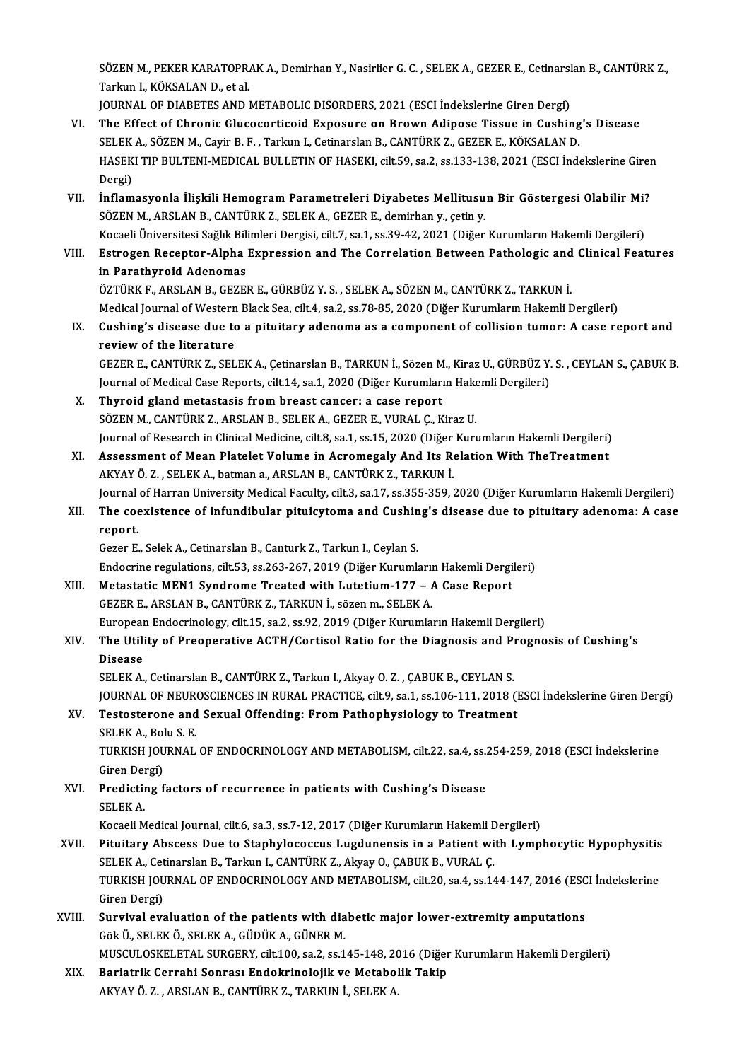SÖZEN M., PEKER KARATOPRAK A., Demirhan Y., Nasirlier G. C. , SELEK A., GEZER E., Cetinarslan B., CANTÜRK Z., Tarkun I., KÖKSALAN D., et al.
JOURNAL OF DIABETES AND METABOLIC DISORDERS, 2021 (ESCI İndekslerine Giren Dergi)

VI. **The Effect of Chronic Glucocorticoid Exposure on Brown Adipose Tissue in Cushing's Disease**
SELEK A., SÖZEN M., Cayir B. F. , Tarkun I., Cetinarslan B., CANTÜRK Z., GEZER E., KÖKSALAN D.
HASEKI TIP BULTENI-MEDICAL BULLETIN OF HASEKI, cilt.59, sa.2, ss.133-138, 2021 (ESCI İndekslerine Giren Dergi)

VII. **İnflamasyonla İlişkili Hemogram Parametreleri Diyabetes Mellitusun Bir Göstergesi Olabilir Mi?**
SÖZEN M., ARSLAN B., CANTÜRK Z., SELEK A., GEZER E., demirhan y., çetin y.
Kocaeli Üniversitesi Sağlık Bilimleri Dergisi, cilt.7, sa.1, ss.39-42, 2021 (Diğer Kurumların Hakemli Dergileri)

VIII. **Estrogen Receptor-Alpha Expression and The Correlation Between Pathologic and Clinical Features in Parathyroid Adenomas**
ÖZTÜRK F., ARSLAN B., GEZER E., GÜRBÜZ Y. S. , SELEK A., SÖZEN M., CANTÜRK Z., TARKUN İ.
Medical Journal of Western Black Sea, cilt.4, sa.2, ss.78-85, 2020 (Diğer Kurumların Hakemli Dergileri)

IX. **Cushing's disease due to a pituitary adenoma as a component of collision tumor: A case report and review of the literature**
GEZER E., CANTÜRK Z., SELEK A., Çetinarslan B., TARKUN İ., Sözen M., Kiraz U., GÜRBÜZ Y. S. , CEYLAN S., ÇABUK B.
Journal of Medical Case Reports, cilt.14, sa.1, 2020 (Diğer Kurumların Hakemli Dergileri)

X. **Thyroid gland metastasis from breast cancer: a case report**
SÖZEN M., CANTÜRK Z., ARSLAN B., SELEK A., GEZER E., VURAL Ç., Kiraz U.
Journal of Research in Clinical Medicine, cilt.8, sa.1, ss.15, 2020 (Diğer Kurumların Hakemli Dergileri)

XI. **Assessment of Mean Platelet Volume in Acromegaly And Its Relation With TheTreatment**
AKYAY Ö. Z. , SELEK A., batman a., ARSLAN B., CANTÜRK Z., TARKUN İ.
Journal of Harran University Medical Faculty, cilt.3, sa.17, ss.355-359, 2020 (Diğer Kurumların Hakemli Dergileri)

XII. **The coexistence of infundibular pituicytoma and Cushing's disease due to pituitary adenoma: A case report.**
Gezer E., Selek A., Cetinarslan B., Canturk Z., Tarkun I., Ceylan S.
Endocrine regulations, cilt.53, ss.263-267, 2019 (Diğer Kurumların Hakemli Dergileri)

XIII. **Metastatic MEN1 Syndrome Treated with Lutetium-177 – A Case Report**
GEZER E., ARSLAN B., CANTÜRK Z., TARKUN İ., sözen m., SELEK A.
European Endocrinology, cilt.15, sa.2, ss.92, 2019 (Diğer Kurumların Hakemli Dergileri)

XIV. **The Utility of Preoperative ACTH/Cortisol Ratio for the Diagnosis and Prognosis of Cushing's Disease**
SELEK A., Cetinarslan B., CANTÜRK Z., Tarkun I., Akyay O. Z. , ÇABUK B., CEYLAN S.
JOURNAL OF NEUROSCIENCES IN RURAL PRACTICE, cilt.9, sa.1, ss.106-111, 2018 (ESCI İndekslerine Giren Dergi)

XV. **Testosterone and Sexual Offending: From Pathophysiology to Treatment**
SELEK A., Bolu S. E.
TURKISH JOURNAL OF ENDOCRINOLOGY AND METABOLISM, cilt.22, sa.4, ss.254-259, 2018 (ESCI İndekslerine Giren Dergi)

XVI. **Predicting factors of recurrence in patients with Cushing's Disease**
SELEK A.
Kocaeli Medical Journal, cilt.6, sa.3, ss.7-12, 2017 (Diğer Kurumların Hakemli Dergileri)

XVII. **Pituitary Abscess Due to Staphylococcus Lugdunensis in a Patient with Lymphocytic Hypophysitis**
SELEK A., Cetinarslan B., Tarkun I., CANTÜRK Z., Akyay O., ÇABUK B., VURAL Ç.
TURKISH JOURNAL OF ENDOCRINOLOGY AND METABOLISM, cilt.20, sa.4, ss.144-147, 2016 (ESCI İndekslerine Giren Dergi)

XVIII. **Survival evaluation of the patients with diabetic major lower-extremity amputations**
Gök Ü., SELEK Ö., SELEK A., GÜDÜK A., GÜNER M.
MUSCULOSKELETAL SURGERY, cilt.100, sa.2, ss.145-148, 2016 (Diğer Kurumların Hakemli Dergileri)

XIX. **Bariatrik Cerrahi Sonrası Endokrinolojik ve Metabolik Takip**
AKYAY Ö. Z. , ARSLAN B., CANTÜRK Z., TARKUN İ., SELEK A.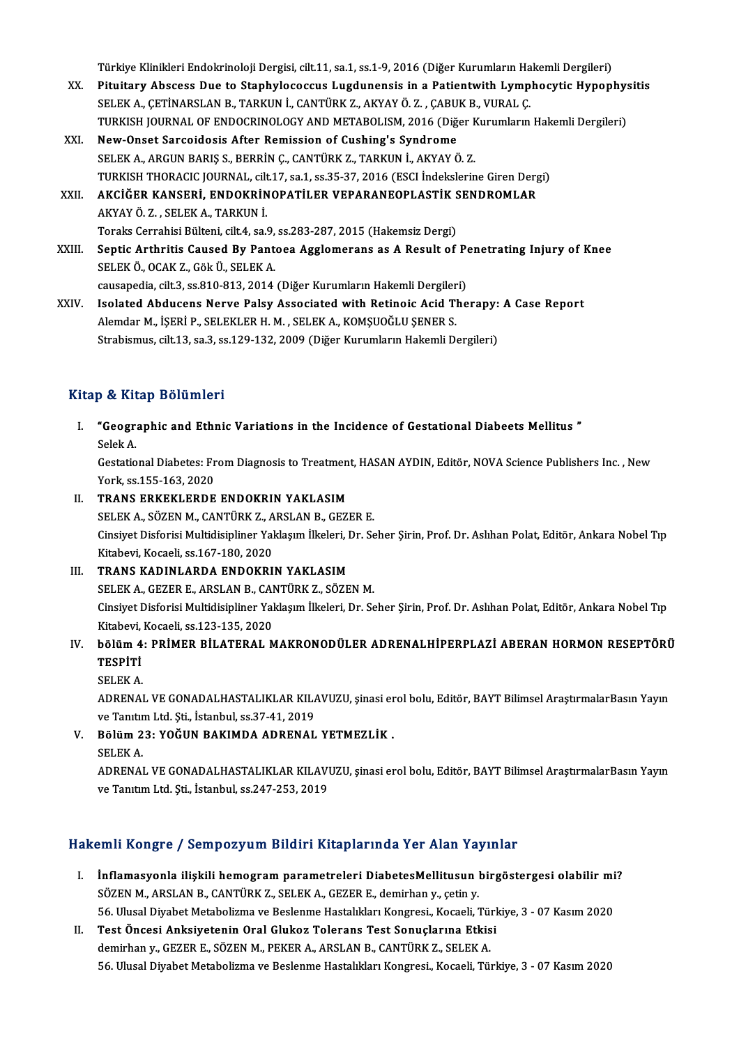Türkiye Klinikleri Endokrinoloji Dergisi, cilt.11, sa.1, ss.1-9, 2016 (Diğer Kurumların Hakemli Dergileri)

XX. **Pituitary Abscess Due to Staphylococcus Lugdunensis in a Patientwith Lymphocytic Hypophysitis**
SELEK A., ÇETİNARSLAN B., TARKUN İ., CANTÜRK Z., AKYAY Ö. Z. , ÇABUK B., VURAL Ç.
TURKISH JOURNAL OF ENDOCRINOLOGY AND METABOLISM, 2016 (Diğer Kurumların Hakemli Dergileri)

XXI. **New-Onset Sarcoidosis After Remission of Cushing's Syndrome**
SELEK A., ARGUN BARIŞ S., BERRİN Ç., CANTÜRK Z., TARKUN İ., AKYAY Ö. Z.
TURKISH THORACIC JOURNAL, cilt.17, sa.1, ss.35-37, 2016 (ESCI İndekslerine Giren Dergi)

XXII. **AKCİĞER KANSERİ, ENDOKRİNOPATİLER VEPARANEOPLASTİK SENDROMLAR**
AKYAY Ö. Z. , SELEK A., TARKUN İ.
Toraks Cerrahisi Bülteni, cilt.4, sa.9, ss.283-287, 2015 (Hakemsiz Dergi)

XXIII. **Septic Arthritis Caused By Pantoea Agglomerans as A Result of Penetrating Injury of Knee**
SELEK Ö., OCAK Z., Gök Ü., SELEK A.
causapedia, cilt.3, ss.810-813, 2014 (Diğer Kurumların Hakemli Dergileri)

XXIV. **Isolated Abducens Nerve Palsy Associated with Retinoic Acid Therapy: A Case Report**
Alemdar M., İŞERİ P., SELEKLER H. M. , SELEK A., KOMŞUOĞLU ŞENER S.
Strabismus, cilt.13, sa.3, ss.129-132, 2009 (Diğer Kurumların Hakemli Dergileri)

## Kitap & Kitap Bölümleri

I. **"Geographic and Ethnic Variations in the Incidence of Gestational Diabeets Mellitus "**
Selek A.
Gestational Diabetes: From Diagnosis to Treatment, HASAN AYDIN, Editör, NOVA Science Publishers Inc. , New York, ss.155-163, 2020

II. **TRANS ERKEKLERDE ENDOKRIN YAKLASIM**
SELEK A., SÖZEN M., CANTÜRK Z., ARSLAN B., GEZER E.
Cinsiyet Disforisi Multidisipliner Yaklaşım İlkeleri, Dr. Seher Şirin, Prof. Dr. Aslıhan Polat, Editör, Ankara Nobel Tıp Kitabevi, Kocaeli, ss.167-180, 2020

III. **TRANS KADINLARDA ENDOKRIN YAKLASIM**
SELEK A., GEZER E., ARSLAN B., CANTÜRK Z., SÖZEN M.
Cinsiyet Disforisi Multidisipliner Yaklaşım İlkeleri, Dr. Seher Şirin, Prof. Dr. Aslıhan Polat, Editör, Ankara Nobel Tıp Kitabevi, Kocaeli, ss.123-135, 2020

IV. **bölüm 4: PRİMER BİLATERAL MAKRONODÜLER ADRENALHİPERPLAZİ ABERAN HORMON RESEPTÖRÜ TESPİTİ**
SELEK A.
ADRENAL VE GONADALHASTALIKLAR KILAVUZU, şinasi erol bolu, Editör, BAYT Bilimsel AraştırmalarBasın Yayın ve Tanıtım Ltd. Şti., İstanbul, ss.37-41, 2019

V. **Bölüm 23: YOĞUN BAKIMDA ADRENAL YETMEZLİK .**
SELEK A.
ADRENAL VE GONADALHASTALIKLAR KILAVUZU, şinasi erol bolu, Editör, BAYT Bilimsel AraştırmalarBasın Yayın ve Tanıtım Ltd. Şti., İstanbul, ss.247-253, 2019

## Hakemli Kongre / Sempozyum Bildiri Kitaplarında Yer Alan Yayınlar

I. **İnflamasyonla ilişkili hemogram parametreleri DiabetesMellitusun birgöstergesi olabilir mi?**
SÖZEN M., ARSLAN B., CANTÜRK Z., SELEK A., GEZER E., demirhan y., çetin y.
56. Ulusal Diyabet Metabolizma ve Beslenme Hastalıkları Kongresi., Kocaeli, Türkiye, 3 - 07 Kasım 2020

II. **Test Öncesi Anksiyetenin Oral Glukoz Tolerans Test Sonuçlarına Etkisi**
demirhan y., GEZER E., SÖZEN M., PEKER A., ARSLAN B., CANTÜRK Z., SELEK A.
56. Ulusal Diyabet Metabolizma ve Beslenme Hastalıkları Kongresi., Kocaeli, Türkiye, 3 - 07 Kasım 2020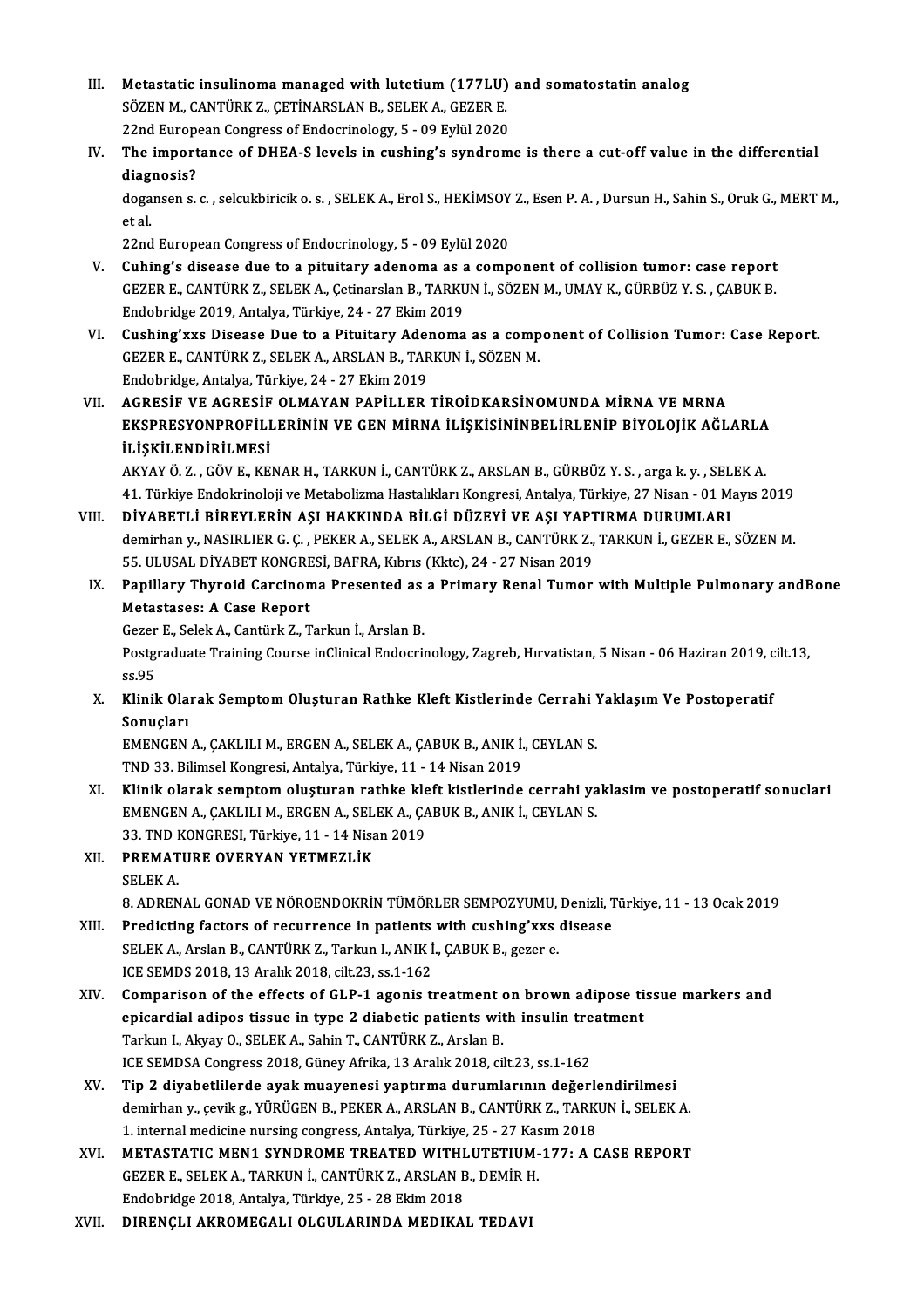III. **Metastatic insulinoma managed with lutetium (177LU) and somatostatin analog**
SÖZEN M., CANTÜRK Z., ÇETİNARSLAN B., SELEK A., GEZER E.
22nd European Congress of Endocrinology, 5 - 09 Eylül 2020

IV. **The importance of DHEA-S levels in cushing's syndrome is there a cut-off value in the differential diagnosis?**
dogansen s. c. , selcukbiricik o. s. , SELEK A., Erol S., HEKİMSOY Z., Esen P. A. , Dursun H., Sahin S., Oruk G., MERT M., et al.
22nd European Congress of Endocrinology, 5 - 09 Eylül 2020

V. **Cuhing's disease due to a pituitary adenoma as a component of collision tumor: case report**
GEZER E., CANTÜRK Z., SELEK A., Çetinarslan B., TARKUN İ., SÖZEN M., UMAY K., GÜRBÜZ Y. S. , ÇABUK B.
Endobridge 2019, Antalya, Türkiye, 24 - 27 Ekim 2019

VI. **Cushing'xxs Disease Due to a Pituitary Adenoma as a component of Collision Tumor: Case Report.**
GEZER E., CANTÜRK Z., SELEK A., ARSLAN B., TARKUN İ., SÖZEN M.
Endobridge, Antalya, Türkiye, 24 - 27 Ekim 2019

VII. **AGRESİF VE AGRESİF OLMAYAN PAPİLLER TİROİDKARSİNOMUNDA MİRNA VE MRNA EKSPRESYONPROFİLLERİNİN VE GEN MİRNA İLİŞKİSİNİNBELİRLENİP BİYOLOJİK AĞLARLA İLİŞKİLENDİRİLMESİ**
AKYAY Ö. Z. , GÖV E., KENAR H., TARKUN İ., CANTÜRK Z., ARSLAN B., GÜRBÜZ Y. S. , arga k. y. , SELEK A.
41. Türkiye Endokrinoloji ve Metabolizma Hastalıkları Kongresi, Antalya, Türkiye, 27 Nisan - 01 Mayıs 2019

VIII. **DİYABETLİ BİREYLERİN AŞI HAKKINDA BİLGİ DÜZEYİ VE AŞI YAPTIRMA DURUMLARI**
demirhan y., NASIRLIER G. Ç. , PEKER A., SELEK A., ARSLAN B., CANTÜRK Z., TARKUN İ., GEZER E., SÖZEN M.
55. ULUSAL DİYABET KONGRESİ, BAFRA, Kıbrıs (Kktc), 24 - 27 Nisan 2019

IX. **Papillary Thyroid Carcinoma Presented as a Primary Renal Tumor with Multiple Pulmonary andBone Metastases: A Case Report**
Gezer E., Selek A., Cantürk Z., Tarkun İ., Arslan B.
Postgraduate Training Course inClinical Endocrinology, Zagreb, Hırvatistan, 5 Nisan - 06 Haziran 2019, cilt.13, ss.95

X. **Klinik Olarak Semptom Oluşturan Rathke Kleft Kistlerinde Cerrahi Yaklaşım Ve Postoperatif Sonuçları**
EMENGEN A., ÇAKLILI M., ERGEN A., SELEK A., ÇABUK B., ANIK İ., CEYLAN S.
TND 33. Bilimsel Kongresi, Antalya, Türkiye, 11 - 14 Nisan 2019

XI. **Klinik olarak semptom oluşturan rathke kleft kistlerinde cerrahi yaklasim ve postoperatif sonuclari**
EMENGEN A., ÇAKLILI M., ERGEN A., SELEK A., ÇABUK B., ANIK İ., CEYLAN S.
33. TND KONGRESI, Türkiye, 11 - 14 Nisan 2019

XII. **PREMATURE OVERYAN YETMEZLİK**
SELEK A.
8. ADRENAL GONAD VE NÖROENDOKRİN TÜMÖRLER SEMPOZYUMU, Denizli, Türkiye, 11 - 13 Ocak 2019

XIII. **Predicting factors of recurrence in patients with cushing'xxs disease**
SELEK A., Arslan B., CANTÜRK Z., Tarkun I., ANIK İ., ÇABUK B., gezer e.
ICE SEMDS 2018, 13 Aralık 2018, cilt.23, ss.1-162

XIV. **Comparison of the effects of GLP-1 agonis treatment on brown adipose tissue markers and epicardial adipos tissue in type 2 diabetic patients with insulin treatment**
Tarkun I., Akyay O., SELEK A., Sahin T., CANTÜRK Z., Arslan B.
ICE SEMDSA Congress 2018, Güney Afrika, 13 Aralık 2018, cilt.23, ss.1-162

XV. **Tip 2 diyabetlilerde ayak muayenesi yaptırma durumlarının değerlendirilmesi**
demirhan y., çevik g., YÜRÜGEN B., PEKER A., ARSLAN B., CANTÜRK Z., TARKUN İ., SELEK A.
1. internal medicine nursing congress, Antalya, Türkiye, 25 - 27 Kasım 2018

XVI. **METASTATIC MEN1 SYNDROME TREATED WITHLUTETIUM-177: A CASE REPORT**
GEZER E., SELEK A., TARKUN İ., CANTÜRK Z., ARSLAN B., DEMİR H.
Endobridge 2018, Antalya, Türkiye, 25 - 28 Ekim 2018

XVII. **DIRENÇLI AKROMEGALI OLGULARINDA MEDIKAL TEDAVI**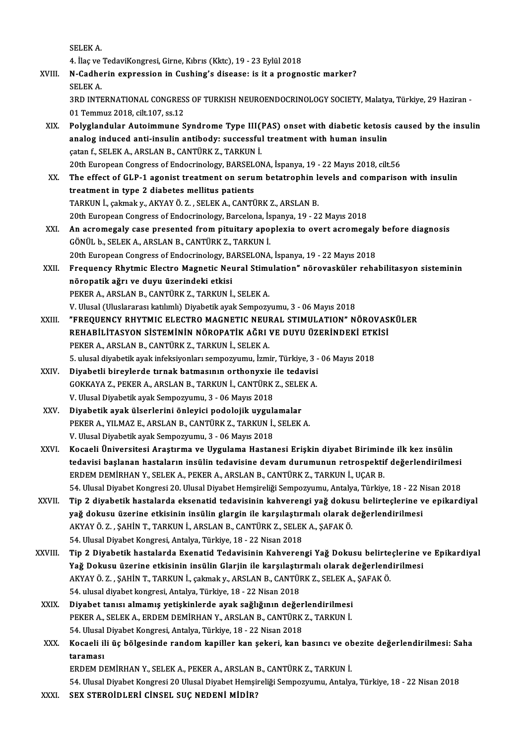SELEK A.

4. İlaç ve TedaviKongresi, Girne, Kıbrıs (Kktc), 19 - 23 Eylül 2018

XVIII. **N-Cadherin expression in Cushing's disease: is it a prognostic marker?**
SELEK A.
3RD INTERNATIONAL CONGRESS OF TURKISH NEUROENDOCRINOLOGY SOCIETY, Malatya, Türkiye, 29 Haziran - 01 Temmuz 2018, cilt.107, ss.12

XIX. **Polyglandular Autoimmune Syndrome Type III(PAS) onset with diabetic ketosis caused by the insulin analog induced anti-insulin antibody: successful treatment with human insulin**
çatan f., SELEK A., ARSLAN B., CANTÜRK Z., TARKUN İ.
20th European Congress of Endocrinology, BARSELONA, İspanya, 19 - 22 Mayıs 2018, cilt.56

XX. **The effect of GLP-1 agonist treatment on serum betatrophin levels and comparison with insulin treatment in type 2 diabetes mellitus patients**
TARKUN İ., çakmak y., AKYAY Ö. Z. , SELEK A., CANTÜRK Z., ARSLAN B.
20th European Congress of Endocrinology, Barcelona, İspanya, 19 - 22 Mayıs 2018

XXI. **An acromegaly case presented from pituitary apoplexia to overt acromegaly before diagnosis**
GÖNÜL b., SELEK A., ARSLAN B., CANTÜRK Z., TARKUN İ.
20th European Congress of Endocrinology, BARSELONA, İspanya, 19 - 22 Mayıs 2018

XXII. **Frequency Rhytmic Electro Magnetic Neural Stimulation" nörovasküler rehabilitasyon sisteminin nöropatik ağrı ve duyu üzerindeki etkisi**
PEKER A., ARSLAN B., CANTÜRK Z., TARKUN İ., SELEK A.
V. Ulusal (Uluslararası katılımlı) Diyabetik ayak Sempozyumu, 3 - 06 Mayıs 2018

XXIII. **"FREQUENCY RHYTMIC ELECTRO MAGNETIC NEURAL STIMULATION" NÖROVASKÜLER REHABİLİTASYON SİSTEMİNİN NÖROPATİK AĞRI VE DUYU ÜZERİNDEKİ ETKİSİ**
PEKER A., ARSLAN B., CANTÜRK Z., TARKUN İ., SELEK A.
5. ulusal diyabetik ayak infeksiyonları sempozyumu, İzmir, Türkiye, 3 - 06 Mayıs 2018

XXIV. **Diyabetli bireylerde tırnak batmasının orthonyxie ile tedavisi**
GOKKAYA Z., PEKER A., ARSLAN B., TARKUN İ., CANTÜRK Z., SELEK A.
V. Ulusal Diyabetik ayak Sempozyumu, 3 - 06 Mayıs 2018

XXV. **Diyabetik ayak ülserlerini önleyici podolojik uygulamalar**
PEKER A., YILMAZ E., ARSLAN B., CANTÜRK Z., TARKUN İ., SELEK A.
V. Ulusal Diyabetik ayak Sempozyumu, 3 - 06 Mayıs 2018

XXVI. **Kocaeli Üniversitesi Araştırma ve Uygulama Hastanesi Erişkin diyabet Biriminde ilk kez insülin tedavisi başlanan hastaların insülin tedavisine devam durumunun retrospektif değerlendirilmesi**
ERDEM DEMİRHAN Y., SELEK A., PEKER A., ARSLAN B., CANTÜRK Z., TARKUN İ., UÇAR B.
54. Ulusal Diyabet Kongresi 20. Ulusal Diyabet Hemşireliği Sempozyumu, Antalya, Türkiye, 18 - 22 Nisan 2018

XXVII. **Tip 2 diyabetik hastalarda eksenatid tedavisinin kahverengi yağ dokusu belirteçlerine ve epikardiyal yağ dokusu üzerine etkisinin insülin glargin ile karşılaştırmalı olarak değerlendirilmesi**
AKYAY Ö. Z. , ŞAHİN T., TARKUN İ., ARSLAN B., CANTÜRK Z., SELEK A., ŞAFAK Ö.
54. Ulusal Diyabet Kongresi, Antalya, Türkiye, 18 - 22 Nisan 2018

XXVIII. **Tip 2 Diyabetik hastalarda Exenatid Tedavisinin Kahverengi Yağ Dokusu belirteçlerine ve Epikardiyal Yağ Dokusu üzerine etkisinin insülin Glarjin ile karşılaştırmalı olarak değerlendirilmesi**
AKYAY Ö. Z. , ŞAHİN T., TARKUN İ., çakmak y., ARSLAN B., CANTÜRK Z., SELEK A., ŞAFAK Ö.
54. ulusal diyabet kongresi, Antalya, Türkiye, 18 - 22 Nisan 2018

XXIX. **Diyabet tanısı almamış yetişkinlerde ayak sağlığının değerlendirilmesi**
PEKER A., SELEK A., ERDEM DEMİRHAN Y., ARSLAN B., CANTÜRK Z., TARKUN İ.
54. Ulusal Diyabet Kongresi, Antalya, Türkiye, 18 - 22 Nisan 2018

XXX. **Kocaeli ili üç bölgesinde random kapiller kan şekeri, kan basıncı ve obezite değerlendirilmesi: Saha taraması**
ERDEM DEMİRHAN Y., SELEK A., PEKER A., ARSLAN B., CANTÜRK Z., TARKUN İ.
54. Ulusal Diyabet Kongresi 20 Ulusal Diyabet Hemşireliği Sempozyumu, Antalya, Türkiye, 18 - 22 Nisan 2018

XXXI. **SEX STEROİDLERİ CİNSEL SUÇ NEDENİ MİDİR?**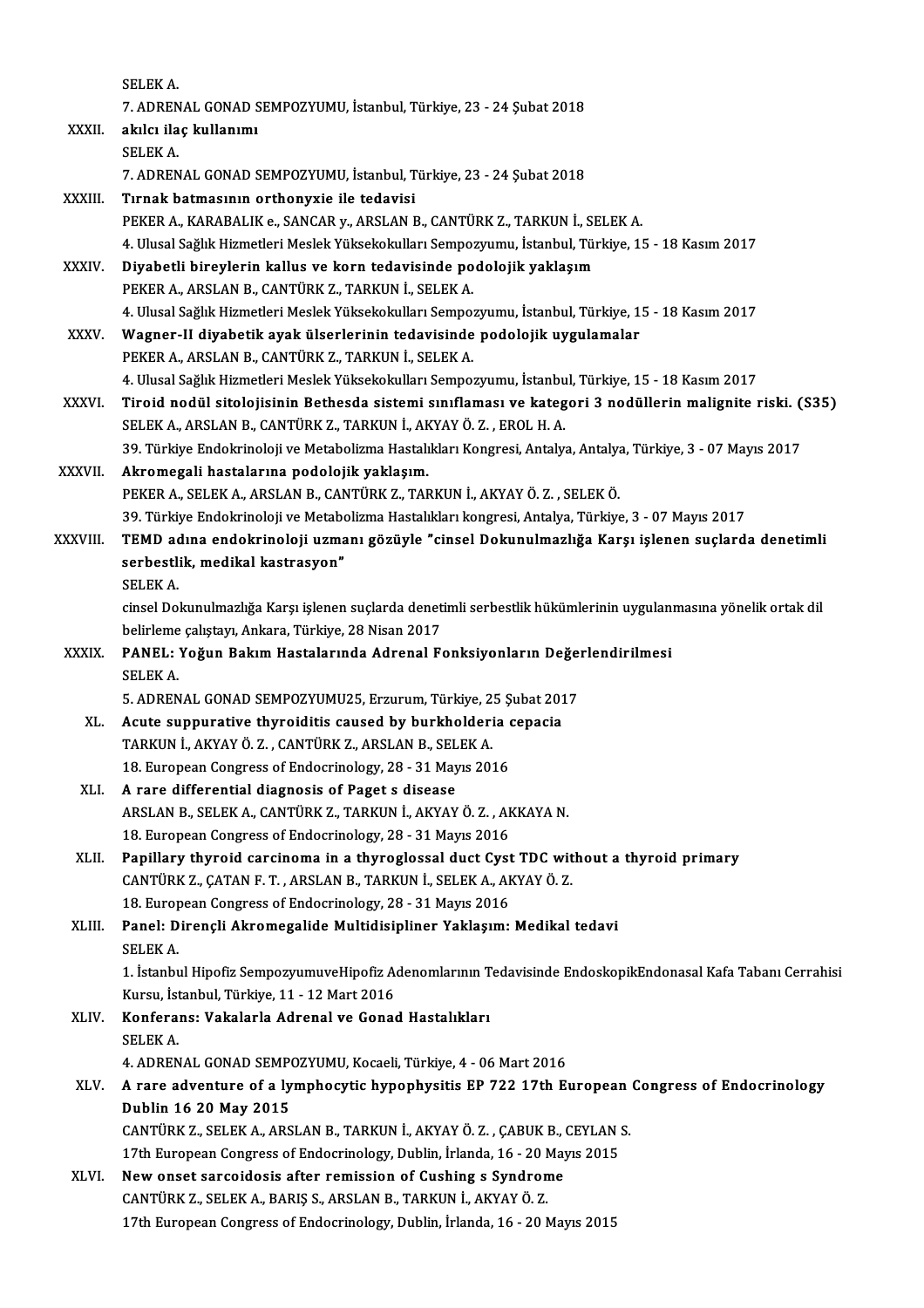SELEK A.
7. ADRENAL GONAD SEMPOZYUMU, İstanbul, Türkiye, 23 - 24 Şubat 2018

XXXII. **akılcı ilaç kullanımı**
SELEK A.
7. ADRENAL GONAD SEMPOZYUMU, İstanbul, Türkiye, 23 - 24 Şubat 2018

XXXIII. **Tırnak batmasının orthonyxie ile tedavisi**
PEKER A., KARABALIK e., SANCAR y., ARSLAN B., CANTÜRK Z., TARKUN İ., SELEK A.
4. Ulusal Sağlık Hizmetleri Meslek Yüksekokulları Sempozyumu, İstanbul, Türkiye, 15 - 18 Kasım 2017

XXXIV. **Diyabetli bireylerin kallus ve korn tedavisinde podolojik yaklaşım**
PEKER A., ARSLAN B., CANTÜRK Z., TARKUN İ., SELEK A.
4. Ulusal Sağlık Hizmetleri Meslek Yüksekokulları Sempozyumu, İstanbul, Türkiye, 15 - 18 Kasım 2017

XXXV. **Wagner-II diyabetik ayak ülserlerinin tedavisinde podolojik uygulamalar**
PEKER A., ARSLAN B., CANTÜRK Z., TARKUN İ., SELEK A.
4. Ulusal Sağlık Hizmetleri Meslek Yüksekokulları Sempozyumu, İstanbul, Türkiye, 15 - 18 Kasım 2017

XXXVI. **Tiroid nodül sitolojisinin Bethesda sistemi sınıflaması ve kategori 3 nodüllerin malignite riski. (S35)**
SELEK A., ARSLAN B., CANTÜRK Z., TARKUN İ., AKYAY Ö. Z. , EROL H. A.
39. Türkiye Endokrinoloji ve Metabolizma Hastalıkları Kongresi, Antalya, Antalya, Türkiye, 3 - 07 Mayıs 2017

XXXVII. **Akromegali hastalarına podolojik yaklaşım.**
PEKER A., SELEK A., ARSLAN B., CANTÜRK Z., TARKUN İ., AKYAY Ö. Z. , SELEK Ö.
39. Türkiye Endokrinoloji ve Metabolizma Hastalıkları kongresi, Antalya, Türkiye, 3 - 07 Mayıs 2017

XXXVIII. **TEMD adına endokrinoloji uzmanı gözüyle "cinsel Dokunulmazlığa Karşı işlenen suçlarda denetimli serbestlik, medikal kastrasyon"**
SELEK A.
cinsel Dokunulmazlığa Karşı işlenen suçlarda denetimli serbestlik hükümlerinin uygulanmasına yönelik ortak dil belirleme çalıştayı, Ankara, Türkiye, 28 Nisan 2017

XXXIX. **PANEL: Yoğun Bakım Hastalarında Adrenal Fonksiyonların Değerlendirilmesi**
SELEK A.
5. ADRENAL GONAD SEMPOZYUMU25, Erzurum, Türkiye, 25 Şubat 2017

XL. **Acute suppurative thyroiditis caused by burkholderia cepacia**
TARKUN İ., AKYAY Ö. Z. , CANTÜRK Z., ARSLAN B., SELEK A.
18. European Congress of Endocrinology, 28 - 31 Mayıs 2016

XLI. **A rare differential diagnosis of Paget s disease**
ARSLAN B., SELEK A., CANTÜRK Z., TARKUN İ., AKYAY Ö. Z. , AKKAYA N.
18. European Congress of Endocrinology, 28 - 31 Mayıs 2016

XLII. **Papillary thyroid carcinoma in a thyroglossal duct Cyst TDC without a thyroid primary**
CANTÜRK Z., ÇATAN F. T. , ARSLAN B., TARKUN İ., SELEK A., AKYAY Ö. Z.
18. European Congress of Endocrinology, 28 - 31 Mayıs 2016

XLIII. **Panel: Dirençli Akromegalide Multidisipliner Yaklaşım: Medikal tedavi**
SELEK A.
1. İstanbul Hipofiz SempozyumuveHipofiz Adenomlarının Tedavisinde EndoskopikEndonasal Kafa Tabanı Cerrahisi Kursu, İstanbul, Türkiye, 11 - 12 Mart 2016

XLIV. **Konferans: Vakalarla Adrenal ve Gonad Hastalıkları**
SELEK A.
4. ADRENAL GONAD SEMPOZYUMU, Kocaeli, Türkiye, 4 - 06 Mart 2016

XLV. **A rare adventure of a lymphocytic hypophysitis EP 722 17th European Congress of Endocrinology Dublin 16 20 May 2015**
CANTÜRK Z., SELEK A., ARSLAN B., TARKUN İ., AKYAY Ö. Z. , ÇABUK B., CEYLAN S.
17th European Congress of Endocrinology, Dublin, İrlanda, 16 - 20 Mayıs 2015

XLVI. **New onset sarcoidosis after remission of Cushing s Syndrome**
CANTÜRK Z., SELEK A., BARIŞ S., ARSLAN B., TARKUN İ., AKYAY Ö. Z.
17th European Congress of Endocrinology, Dublin, İrlanda, 16 - 20 Mayıs 2015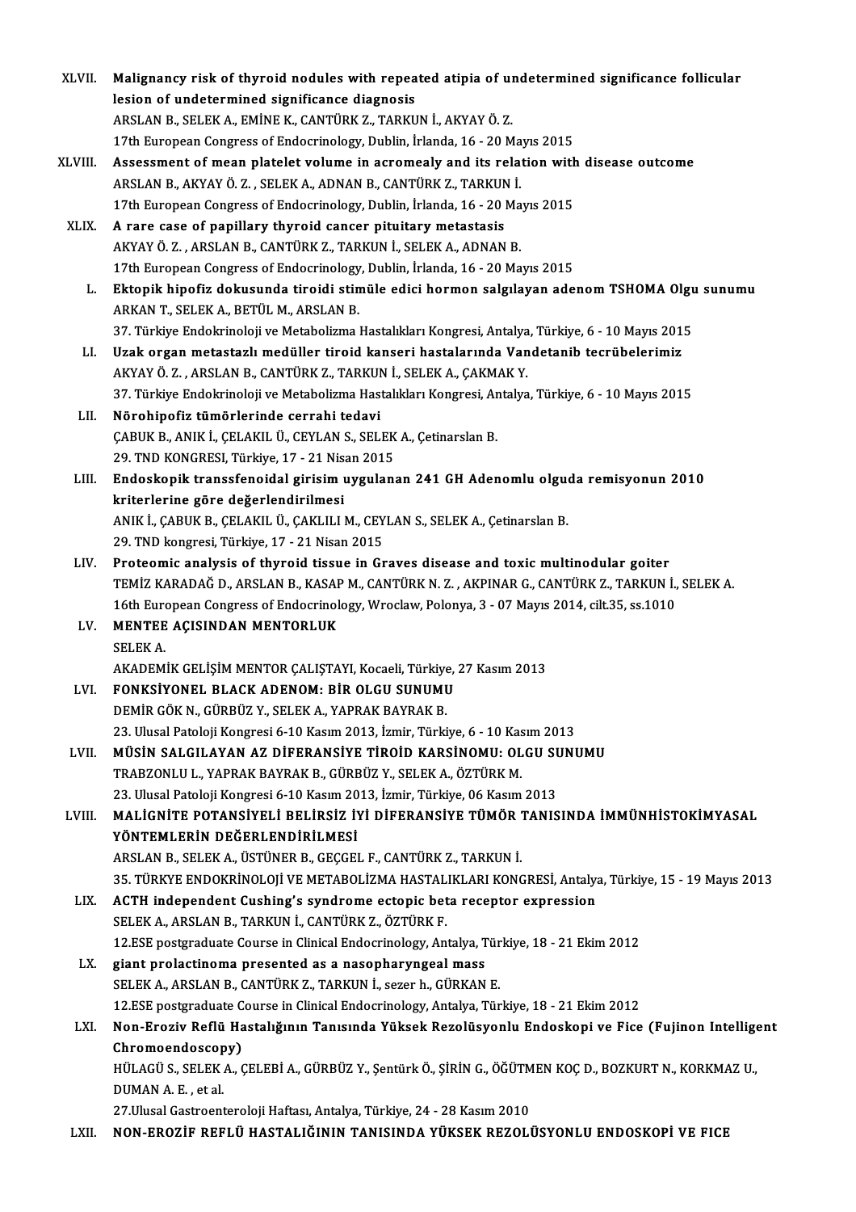XLVII. **Malignancy risk of thyroid nodules with repeated atipia of undetermined significance follicular lesion of undetermined significance diagnosis**
ARSLAN B., SELEK A., EMİNE K., CANTÜRK Z., TARKUN İ., AKYAY Ö. Z.
17th European Congress of Endocrinology, Dublin, İrlanda, 16 - 20 Mayıs 2015

XLVIII. **Assessment of mean platelet volume in acromealy and its relation with disease outcome**
ARSLAN B., AKYAY Ö. Z. , SELEK A., ADNAN B., CANTÜRK Z., TARKUN İ.
17th European Congress of Endocrinology, Dublin, İrlanda, 16 - 20 Mayıs 2015

XLIX. **A rare case of papillary thyroid cancer pituitary metastasis**
AKYAY Ö. Z. , ARSLAN B., CANTÜRK Z., TARKUN İ., SELEK A., ADNAN B.
17th European Congress of Endocrinology, Dublin, İrlanda, 16 - 20 Mayıs 2015

L. **Ektopik hipofiz dokusunda tiroidi stimüle edici hormon salgılayan adenom TSHOMA Olgu sunumu**
ARKAN T., SELEK A., BETÜL M., ARSLAN B.
37. Türkiye Endokrinoloji ve Metabolizma Hastalıkları Kongresi, Antalya, Türkiye, 6 - 10 Mayıs 2015

LI. **Uzak organ metastazlı medüller tiroid kanseri hastalarında Vandetanib tecrübelerimiz**
AKYAY Ö. Z. , ARSLAN B., CANTÜRK Z., TARKUN İ., SELEK A., ÇAKMAK Y.
37. Türkiye Endokrinoloji ve Metabolizma Hastalıkları Kongresi, Antalya, Türkiye, 6 - 10 Mayıs 2015

LII. **Nörohipofiz tümörlerinde cerrahi tedavi**
ÇABUK B., ANIK İ., ÇELAKIL Ü., CEYLAN S., SELEK A., Çetinarslan B.
29. TND KONGRESI, Türkiye, 17 - 21 Nisan 2015

LIII. **Endoskopik transsfenoidal girisim uygulanan 241 GH Adenomlu olguda remisyonun 2010 kriterlerine göre değerlendirilmesi**
ANIK İ., ÇABUK B., ÇELAKIL Ü., ÇAKLILI M., CEYLAN S., SELEK A., Çetinarslan B.
29. TND kongresi, Türkiye, 17 - 21 Nisan 2015

LIV. **Proteomic analysis of thyroid tissue in Graves disease and toxic multinodular goiter**
TEMİZ KARADAĞ D., ARSLAN B., KASAP M., CANTÜRK N. Z. , AKPINAR G., CANTÜRK Z., TARKUN İ., SELEK A.
16th European Congress of Endocrinology, Wroclaw, Polonya, 3 - 07 Mayıs 2014, cilt.35, ss.1010

LV. **MENTEE AÇISINDAN MENTORLUK**
SELEK A.
AKADEMİK GELİŞİM MENTOR ÇALIŞTAYI, Kocaeli, Türkiye, 27 Kasım 2013

LVI. **FONKSİYONEL BLACK ADENOM: BİR OLGU SUNUMU**
DEMİR GÖK N., GÜRBÜZ Y., SELEK A., YAPRAK BAYRAK B.
23. Ulusal Patoloji Kongresi 6-10 Kasım 2013, İzmir, Türkiye, 6 - 10 Kasım 2013

LVII. **MÜSİN SALGILAYAN AZ DİFERANSİYE TİROİD KARSİNOMU: OLGU SUNUMU**
TRABZONLU L., YAPRAK BAYRAK B., GÜRBÜZ Y., SELEK A., ÖZTÜRK M.
23. Ulusal Patoloji Kongresi 6-10 Kasım 2013, İzmir, Türkiye, 06 Kasım 2013

LVIII. **MALİGNİTE POTANSİYELİ BELİRSİZ İYİ DİFERANSİYE TÜMÖR TANISINDA İMMÜNHİSTOKİMYASAL YÖNTEMLERİN DEĞERLENDİRİLMESİ**
ARSLAN B., SELEK A., ÜSTÜNER B., GEÇGEL F., CANTÜRK Z., TARKUN İ.
35. TÜRKYE ENDOKRİNOLOJİ VE METABOLİZMA HASTALIKLARI KONGRESİ, Antalya, Türkiye, 15 - 19 Mayıs 2013

LIX. **ACTH independent Cushing's syndrome ectopic beta receptor expression**
SELEK A., ARSLAN B., TARKUN İ., CANTÜRK Z., ÖZTÜRK F.
12.ESE postgraduate Course in Clinical Endocrinology, Antalya, Türkiye, 18 - 21 Ekim 2012

LX. **giant prolactinoma presented as a nasopharyngeal mass**
SELEK A., ARSLAN B., CANTÜRK Z., TARKUN İ., sezer h., GÜRKAN E.
12.ESE postgraduate Course in Clinical Endocrinology, Antalya, Türkiye, 18 - 21 Ekim 2012

LXI. **Non-Eroziv Reflü Hastalığının Tanısında Yüksek Rezolüsyonlu Endoskopi ve Fice (Fujinon Intelligent Chromoendoscopy)**
HÜLAGÜ S., SELEK A., ÇELEBİ A., GÜRBÜZ Y., Şentürk Ö., ŞİRİN G., ÖĞÜTMEN KOÇ D., BOZKURT N., KORKMAZ U., DUMAN A. E. , et al.
27.Ulusal Gastroenteroloji Haftası, Antalya, Türkiye, 24 - 28 Kasım 2010

LXII. **NON-EROZİF REFLÜ HASTALIĞININ TANISINDA YÜKSEK REZOLÜSYONLU ENDOSKOPİ VE FICE**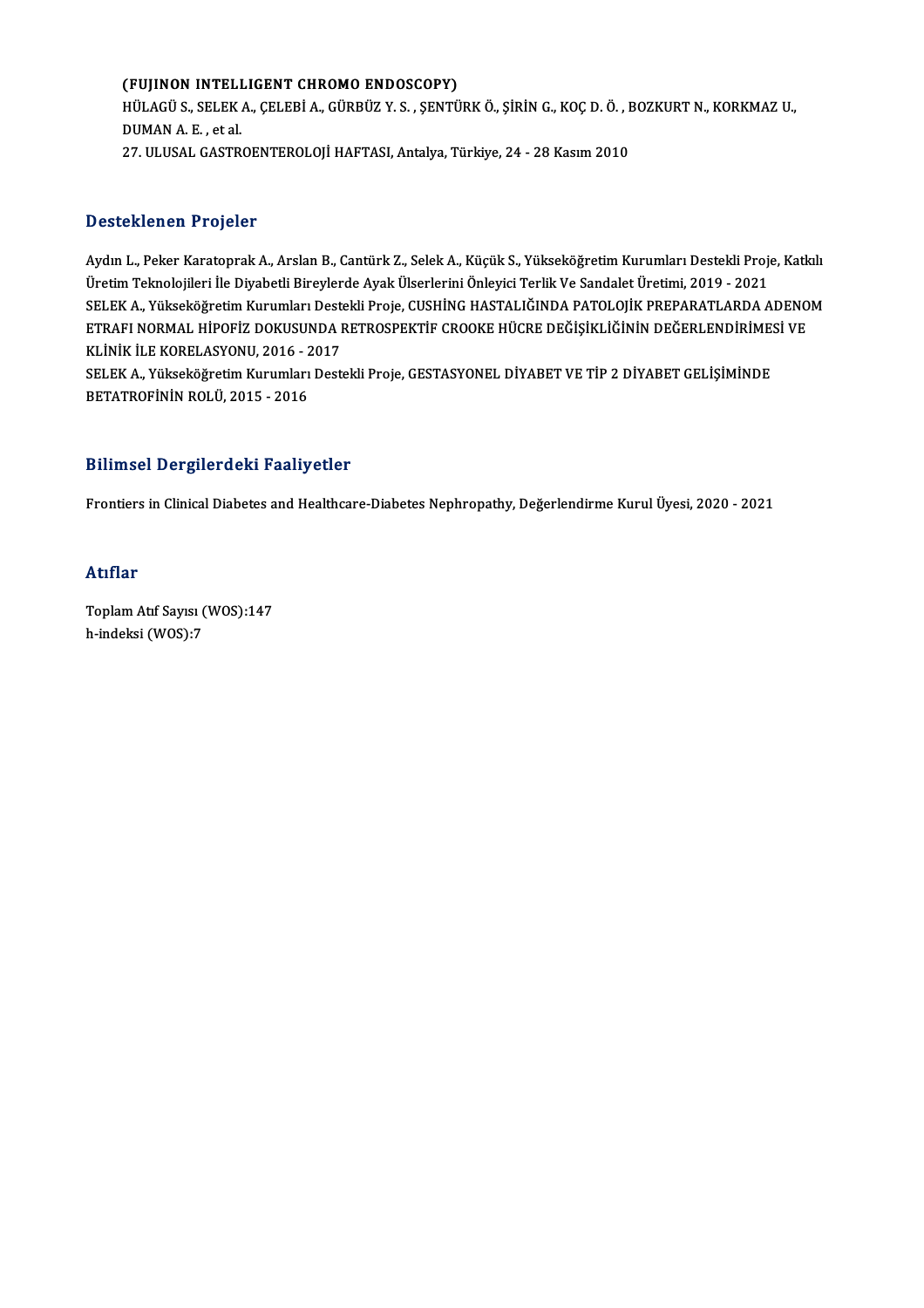(FUJINON INTELLIGENT CHROMO ENDOSCOPY)
HÜLAGÜ S., SELEK A., ÇELEBİ A., GÜRBÜZ Y. S. , ŞENTÜRK Ö., ŞİRİN G., KOÇ D. Ö. , BOZKURT N., KORKMAZ U., DUMAN A. E. , et al.
27. ULUSAL GASTROENTEROLOJİ HAFTASI, Antalya, Türkiye, 24 - 28 Kasım 2010

## Desteklenen Projeler

Aydın L., Peker Karatoprak A., Arslan B., Cantürk Z., Selek A., Küçük S., Yükseköğretim Kurumları Destekli Proje, Katkılı Üretim Teknolojileri İle Diyabetli Bireylerde Ayak Ülserlerini Önleyici Terlik Ve Sandalet Üretimi, 2019 - 2021

SELEK A., Yükseköğretim Kurumları Destekli Proje, CUSHİNG HASTALIĞINDA PATOLOJİK PREPARATLARDA ADENOM ETRAFI NORMAL HİPOFİZ DOKUSUNDA RETROSPEKTİF CROOKE HÜCRE DEĞİŞİKLİĞİNİN DEĞERLENDİRİMESİ VE KLİNİK İLE KORELASYONU, 2016 - 2017

SELEK A., Yükseköğretim Kurumları Destekli Proje, GESTASYONEL DİYABET VE TİP 2 DİYABET GELİŞİMİNDE BETATROFİNİN ROLÜ, 2015 - 2016

## Bilimsel Dergilerdeki Faaliyetler

Frontiers in Clinical Diabetes and Healthcare-Diabetes Nephropathy, Değerlendirme Kurul Üyesi, 2020 - 2021

## Atıflar

Toplam Atıf Sayısı (WOS):147
h-indeksi (WOS):7